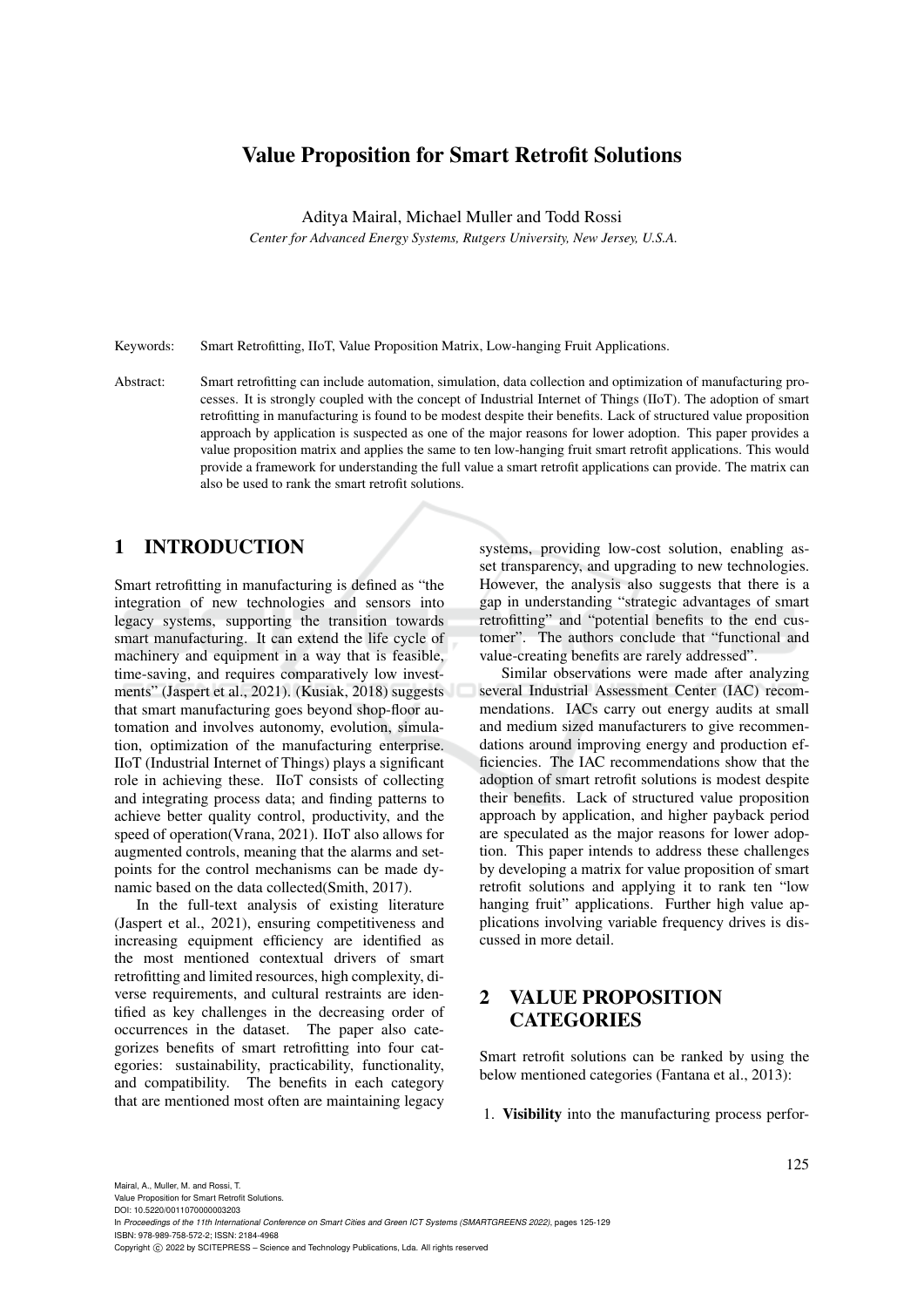# Value Proposition for Smart Retrofit Solutions

Aditya Mairal, Michael Muller and Todd Rossi

*Center for Advanced Energy Systems, Rutgers University, New Jersey, U.S.A.*

Keywords: Smart Retrofitting, IIoT, Value Proposition Matrix, Low-hanging Fruit Applications.

Abstract: Smart retrofitting can include automation, simulation, data collection and optimization of manufacturing processes. It is strongly coupled with the concept of Industrial Internet of Things (IIoT). The adoption of smart retrofitting in manufacturing is found to be modest despite their benefits. Lack of structured value proposition approach by application is suspected as one of the major reasons for lower adoption. This paper provides a value proposition matrix and applies the same to ten low-hanging fruit smart retrofit applications. This would provide a framework for understanding the full value a smart retrofit applications can provide. The matrix can also be used to rank the smart retrofit solutions.

## 1 INTRODUCTION

Smart retrofitting in manufacturing is defined as "the integration of new technologies and sensors into legacy systems, supporting the transition towards smart manufacturing. It can extend the life cycle of machinery and equipment in a way that is feasible, time-saving, and requires comparatively low investments" (Jaspert et al., 2021). (Kusiak, 2018) suggests that smart manufacturing goes beyond shop-floor automation and involves autonomy, evolution, simulation, optimization of the manufacturing enterprise. IIoT (Industrial Internet of Things) plays a significant role in achieving these. IIoT consists of collecting and integrating process data; and finding patterns to achieve better quality control, productivity, and the speed of operation(Vrana, 2021). IIoT also allows for augmented controls, meaning that the alarms and set-points for the control mechanisms can be made dynamic based on the data collected(Smith, 2017).

In the full-text analysis of existing literature (Jaspert et al., 2021), ensuring competitiveness and increasing equipment efficiency are identified as the most mentioned contextual drivers of smart retrofitting and limited resources, high complexity, diverse requirements, and cultural restraints are identified as key challenges in the decreasing order of occurrences in the dataset. The paper also categorizes benefits of smart retrofitting into four categories: sustainability, practicability, functionality, and compatibility. The benefits in each category that are mentioned most often are maintaining legacy systems, providing low-cost solution, enabling asset transparency, and upgrading to new technologies. However, the analysis also suggests that there is a gap in understanding "strategic advantages of smart retrofitting" and "potential benefits to the end customer". The authors conclude that "functional and value-creating benefits are rarely addressed".

Similar observations were made after analyzing several Industrial Assessment Center (IAC) recommendations. IACs carry out energy audits at small and medium sized manufacturers to give recommendations around improving energy and production efficiencies. The IAC recommendations show that the adoption of smart retrofit solutions is modest despite their benefits. Lack of structured value proposition approach by application, and higher payback period are speculated as the major reasons for lower adoption. This paper intends to address these challenges by developing a matrix for value proposition of smart retrofit solutions and applying it to rank ten "low hanging fruit" applications. Further high value applications involving variable frequency drives is discussed in more detail.

## 2 VALUE PROPOSITION CATEGORIES

Smart retrofit solutions can be ranked by using the below mentioned categories (Fantana et al., 2013):

1. **Visibility** into the manufacturing process perfor-

Mairal, A., Muller, M. and Rossi, T.
Value Proposition for Smart Retrofit Solutions.
DOI: 10.5220/0011070000003203
In *Proceedings of the 11th International Conference on Smart Cities and Green ICT Systems (SMARTGREENS 2022)*, pages 125-129
ISBN: 978-989-758-572-2; ISSN: 2184-4968
Copyright © 2022 by SCITEPRESS – Science and Technology Publications, Lda. All rights reserved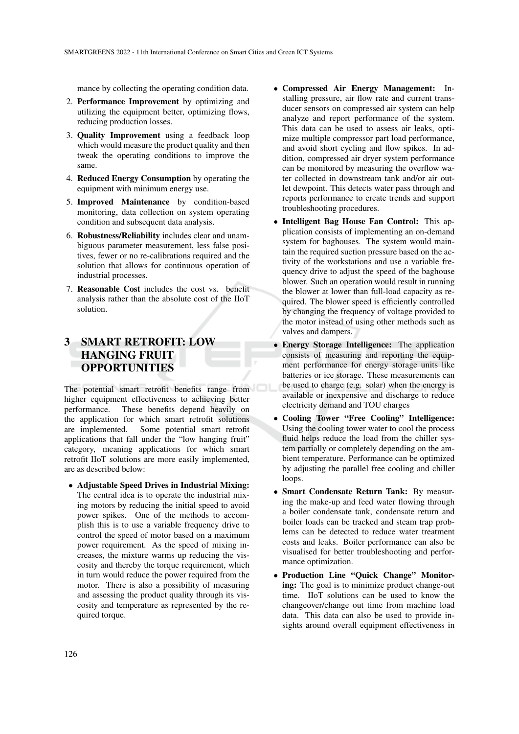mance by collecting the operating condition data.

2. **Performance Improvement** by optimizing and utilizing the equipment better, optimizing flows, reducing production losses.
3. **Quality Improvement** using a feedback loop which would measure the product quality and then tweak the operating conditions to improve the same.
4. **Reduced Energy Consumption** by operating the equipment with minimum energy use.
5. **Improved Maintenance** by condition-based monitoring, data collection on system operating condition and subsequent data analysis.
6. **Robustness/Reliability** includes clear and unambiguous parameter measurement, less false positives, fewer or no re-calibrations required and the solution that allows for continuous operation of industrial processes.
7. **Reasonable Cost** includes the cost vs. benefit analysis rather than the absolute cost of the IIoT solution.

# 3 SMART RETROFIT: LOW HANGING FRUIT OPPORTUNITIES

The potential smart retrofit benefits range from higher equipment effectiveness to achieving better performance. These benefits depend heavily on the application for which smart retrofit solutions are implemented. Some potential smart retrofit applications that fall under the "low hanging fruit" category, meaning applications for which smart retrofit IIoT solutions are more easily implemented, are as described below:

- **Adjustable Speed Drives in Industrial Mixing:** The central idea is to operate the industrial mixing motors by reducing the initial speed to avoid power spikes. One of the methods to accomplish this is to use a variable frequency drive to control the speed of motor based on a maximum power requirement. As the speed of mixing increases, the mixture warms up reducing the viscosity and thereby the torque requirement, which in turn would reduce the power required from the motor. There is also a possibility of measuring and assessing the product quality through its viscosity and temperature as represented by the required torque.
- **Compressed Air Energy Management:** Installing pressure, air flow rate and current transducer sensors on compressed air system can help analyze and report performance of the system. This data can be used to assess air leaks, optimize multiple compressor part load performance, and avoid short cycling and flow spikes. In addition, compressed air dryer system performance can be monitored by measuring the overflow water collected in downstream tank and/or air outlet dewpoint. This detects water pass through and reports performance to create trends and support troubleshooting procedures.
- **Intelligent Bag House Fan Control:** This application consists of implementing an on-demand system for baghouses. The system would maintain the required suction pressure based on the activity of the workstations and use a variable frequency drive to adjust the speed of the baghouse blower. Such an operation would result in running the blower at lower than full-load capacity as required. The blower speed is efficiently controlled by changing the frequency of voltage provided to the motor instead of using other methods such as valves and dampers.
- **Energy Storage Intelligence:** The application consists of measuring and reporting the equipment performance for energy storage units like batteries or ice storage. These measurements can be used to charge (e.g. solar) when the energy is available or inexpensive and discharge to reduce electricity demand and TOU charges
- **Cooling Tower "Free Cooling" Intelligence:** Using the cooling tower water to cool the process fluid helps reduce the load from the chiller system partially or completely depending on the ambient temperature. Performance can be optimized by adjusting the parallel free cooling and chiller loops.
- **Smart Condensate Return Tank:** By measuring the make-up and feed water flowing through a boiler condensate tank, condensate return and boiler loads can be tracked and steam trap problems can be detected to reduce water treatment costs and leaks. Boiler performance can also be visualised for better troubleshooting and performance optimization.
- **Production Line "Quick Change" Monitoring:** The goal is to minimize product change-out time. IIoT solutions can be used to know the changeover/change out time from machine load data. This data can also be used to provide insights around overall equipment effectiveness in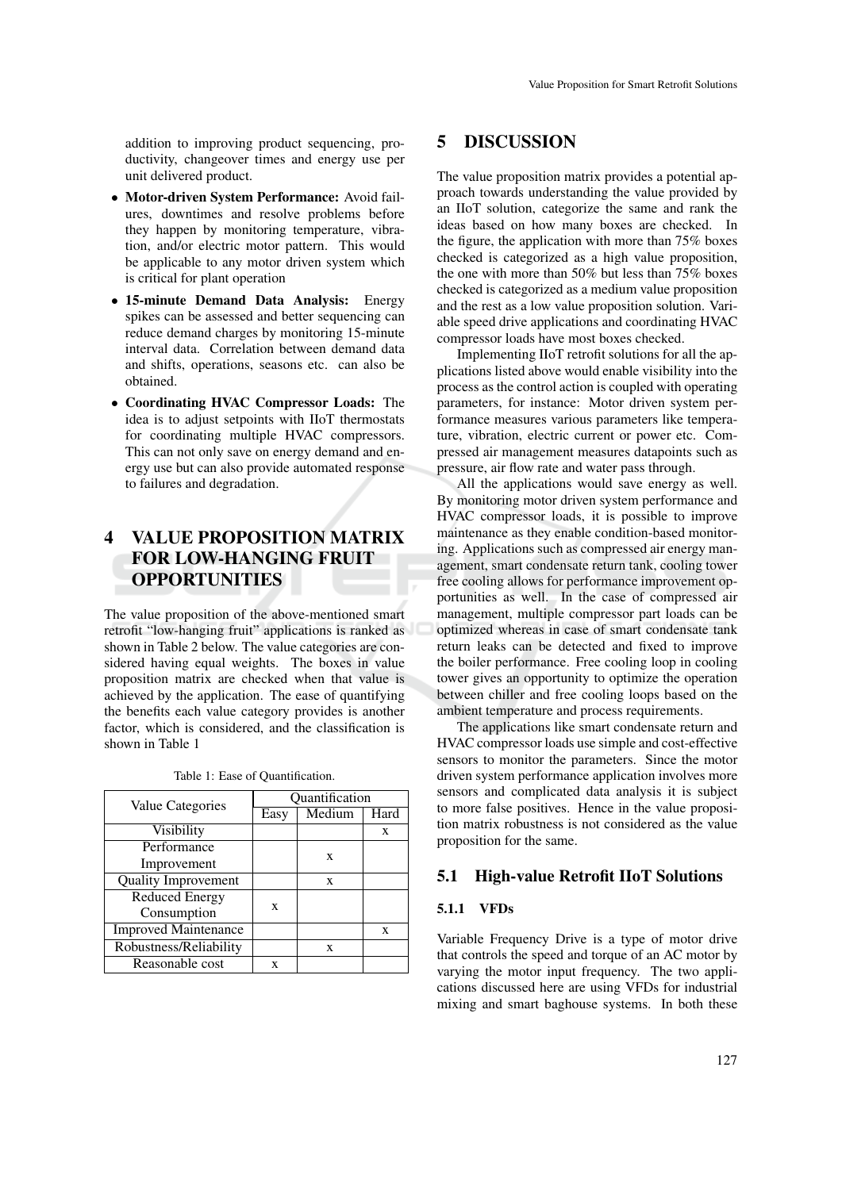addition to improving product sequencing, productivity, changeover times and energy use per unit delivered product.

- **Motor-driven System Performance:** Avoid failures, downtimes and resolve problems before they happen by monitoring temperature, vibration, and/or electric motor pattern. This would be applicable to any motor driven system which is critical for plant operation
- **15-minute Demand Data Analysis:** Energy spikes can be assessed and better sequencing can reduce demand charges by monitoring 15-minute interval data. Correlation between demand data and shifts, operations, seasons etc. can also be obtained.
- **Coordinating HVAC Compressor Loads:** The idea is to adjust setpoints with IIoT thermostats for coordinating multiple HVAC compressors. This can not only save on energy demand and energy use but can also provide automated response to failures and degradation.

# 4 VALUE PROPOSITION MATRIX FOR LOW-HANGING FRUIT OPPORTUNITIES

The value proposition of the above-mentioned smart retrofit "low-hanging fruit" applications is ranked as shown in Table 2 below. The value categories are considered having equal weights. The boxes in value proposition matrix are checked when that value is achieved by the application. The ease of quantifying the benefits each value category provides is another factor, which is considered, and the classification is shown in Table 1

Table 1: Ease of Quantification.

| Value Categories | Quantification | | |
|---|---|---|---|
| | Easy | Medium | Hard |
| Visibility | | | x |
| Performance Improvement | | x | |
| Quality Improvement | | x | |
| Reduced Energy Consumption | x | | |
| Improved Maintenance | | | x |
| Robustness/Reliability | | x | |
| Reasonable cost | x | | |

# 5 DISCUSSION

The value proposition matrix provides a potential approach towards understanding the value provided by an IIoT solution, categorize the same and rank the ideas based on how many boxes are checked. In the figure, the application with more than 75% boxes checked is categorized as a high value proposition, the one with more than 50% but less than 75% boxes checked is categorized as a medium value proposition and the rest as a low value proposition solution. Variable speed drive applications and coordinating HVAC compressor loads have most boxes checked.

Implementing IIoT retrofit solutions for all the applications listed above would enable visibility into the process as the control action is coupled with operating parameters, for instance: Motor driven system performance measures various parameters like temperature, vibration, electric current or power etc. Compressed air management measures datapoints such as pressure, air flow rate and water pass through.

All the applications would save energy as well. By monitoring motor driven system performance and HVAC compressor loads, it is possible to improve maintenance as they enable condition-based monitoring. Applications such as compressed air energy management, smart condensate return tank, cooling tower free cooling allows for performance improvement opportunities as well. In the case of compressed air management, multiple compressor part loads can be optimized whereas in case of smart condensate tank return leaks can be detected and fixed to improve the boiler performance. Free cooling loop in cooling tower gives an opportunity to optimize the operation between chiller and free cooling loops based on the ambient temperature and process requirements.

The applications like smart condensate return and HVAC compressor loads use simple and cost-effective sensors to monitor the parameters. Since the motor driven system performance application involves more sensors and complicated data analysis it is subject to more false positives. Hence in the value proposition matrix robustness is not considered as the value proposition for the same.

## 5.1 High-value Retrofit IIoT Solutions

### 5.1.1 VFDs

Variable Frequency Drive is a type of motor drive that controls the speed and torque of an AC motor by varying the motor input frequency. The two applications discussed here are using VFDs for industrial mixing and smart baghouse systems. In both these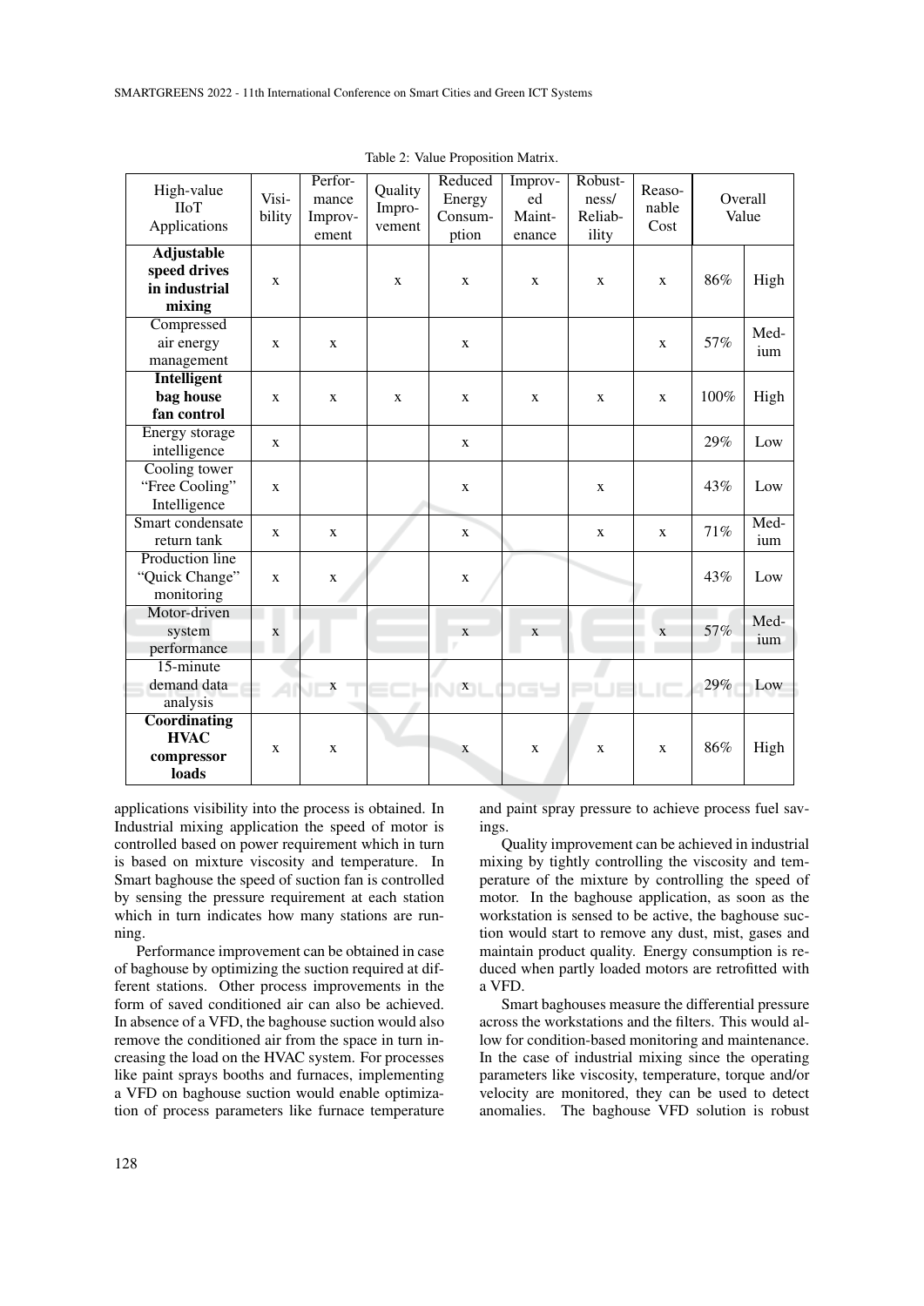Table 2: Value Proposition Matrix.

| High-value IIoT Applications | Visibility | Performance Improvement | Quality Improvement | Reduced Energy Consumption | Improved Maintenance | Robustness/ Reliability | Reasonable Cost | Overall Value | |
|---|---|---|---|---|---|---|---|---|---|
| **Adjustable speed drives in industrial mixing** | x | | x | x | x | x | x | 86% | High |
| Compressed air energy management | x | x | | x | | | x | 57% | Medium |
| **Intelligent bag house fan control** | x | x | x | x | x | x | x | 100% | High |
| Energy storage intelligence | x | | | x | | | | 29% | Low |
| Cooling tower "Free Cooling" Intelligence | x | | | x | | x | | 43% | Low |
| Smart condensate return tank | x | x | | x | | x | x | 71% | Medium |
| Production line "Quick Change" monitoring | x | x | | x | | | | 43% | Low |
| Motor-driven system performance | x | | | x | x | | x | 57% | Medium |
| 15-minute demand data analysis | | x | | x | | | | 29% | Low |
| **Coordinating HVAC compressor loads** | x | x | | x | x | x | x | 86% | High |

applications visibility into the process is obtained. In Industrial mixing application the speed of motor is controlled based on power requirement which in turn is based on mixture viscosity and temperature. In Smart baghouse the speed of suction fan is controlled by sensing the pressure requirement at each station which in turn indicates how many stations are running.

Performance improvement can be obtained in case of baghouse by optimizing the suction required at different stations. Other process improvements in the form of saved conditioned air can also be achieved. In absence of a VFD, the baghouse suction would also remove the conditioned air from the space in turn increasing the load on the HVAC system. For processes like paint sprays booths and furnaces, implementing a VFD on baghouse suction would enable optimization of process parameters like furnace temperature and paint spray pressure to achieve process fuel savings.

Quality improvement can be achieved in industrial mixing by tightly controlling the viscosity and temperature of the mixture by controlling the speed of motor. In the baghouse application, as soon as the workstation is sensed to be active, the baghouse suction would start to remove any dust, mist, gases and maintain product quality. Energy consumption is reduced when partly loaded motors are retrofitted with a VFD.

Smart baghouses measure the differential pressure across the workstations and the filters. This would allow for condition-based monitoring and maintenance. In the case of industrial mixing since the operating parameters like viscosity, temperature, torque and/or velocity are monitored, they can be used to detect anomalies. The baghouse VFD solution is robust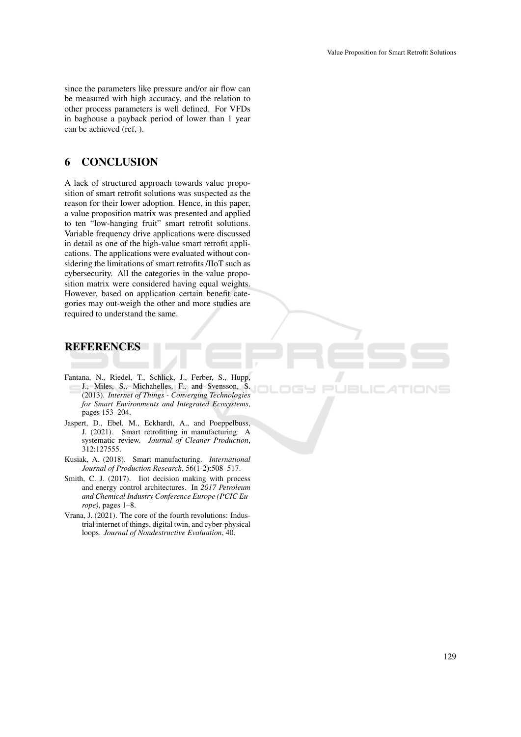since the parameters like pressure and/or air flow can be measured with high accuracy, and the relation to other process parameters is well defined. For VFDs in baghouse a payback period of lower than 1 year can be achieved (ref, ).

## 6 CONCLUSION

A lack of structured approach towards value proposition of smart retrofit solutions was suspected as the reason for their lower adoption. Hence, in this paper, a value proposition matrix was presented and applied to ten "low-hanging fruit" smart retrofit solutions. Variable frequency drive applications were discussed in detail as one of the high-value smart retrofit applications. The applications were evaluated without considering the limitations of smart retrofits /IIoT such as cybersecurity. All the categories in the value proposition matrix were considered having equal weights. However, based on application certain benefit categories may out-weigh the other and more studies are required to understand the same.

## REFERENCES

Fantana, N., Riedel, T., Schlick, J., Ferber, S., Hupp, J., Miles, S., Michahelles, F., and Svensson, S. (2013). *Internet of Things - Converging Technologies for Smart Environments and Integrated Ecosystems*, pages 153–204.

Jaspert, D., Ebel, M., Eckhardt, A., and Poeppelbuss, J. (2021). Smart retrofitting in manufacturing: A systematic review. *Journal of Cleaner Production*, 312:127555.

Kusiak, A. (2018). Smart manufacturing. *International Journal of Production Research*, 56(1-2):508–517.

Smith, C. J. (2017). Iiot decision making with process and energy control architectures. In *2017 Petroleum and Chemical Industry Conference Europe (PCIC Europe)*, pages 1–8.

Vrana, J. (2021). The core of the fourth revolutions: Industrial internet of things, digital twin, and cyber-physical loops. *Journal of Nondestructive Evaluation*, 40.